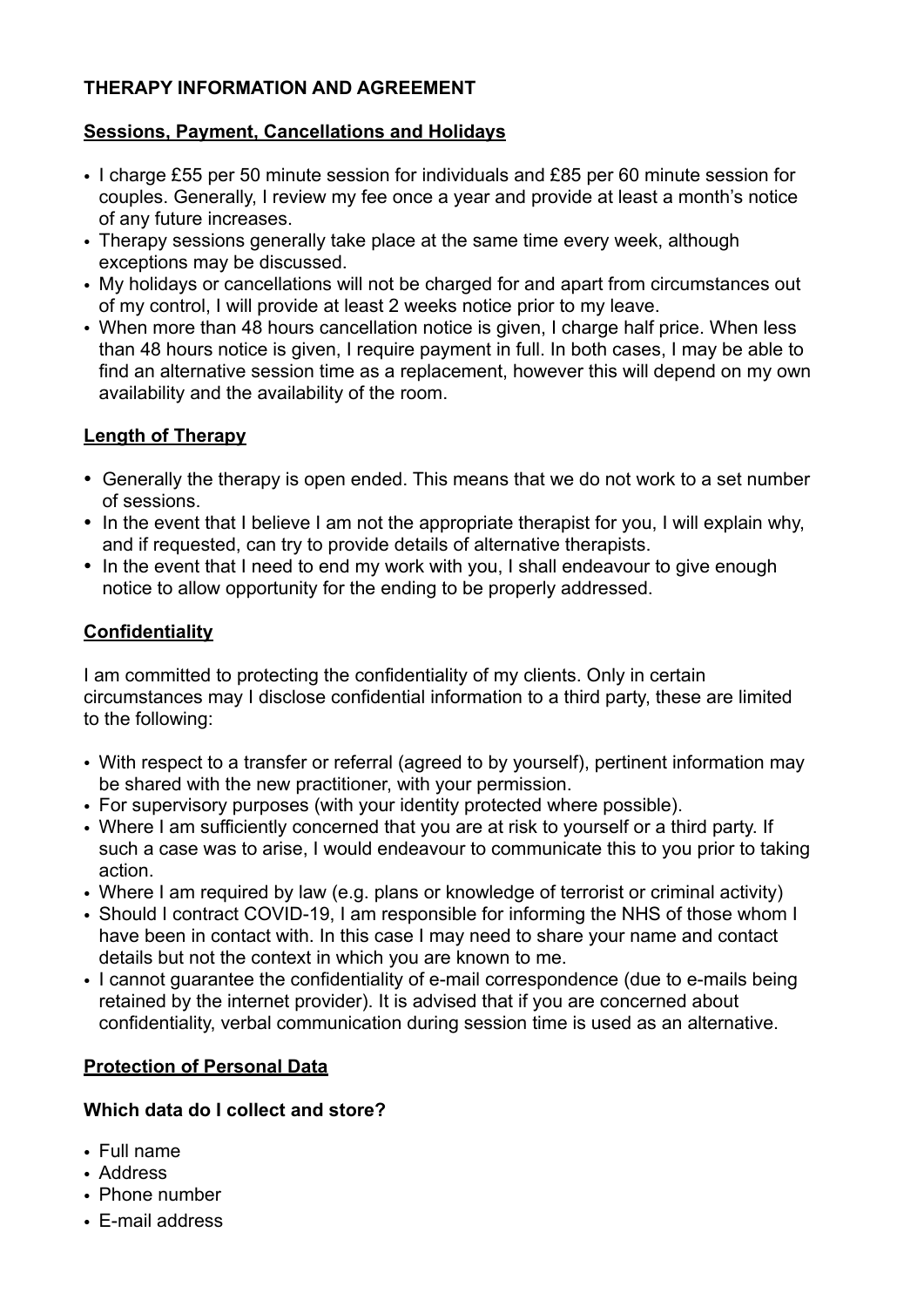# THERAPY INFORMATION AND AGREEMENT

## Sessions, Payment, Cancellations and Holidays

- I charge £55 per 50 minute session for individuals and £85 per 60 minute session for couples. Generally, I review my fee once a year and provide at least a month's notice of any future increases.
- Therapy sessions generally take place at the same time every week, although exceptions may be discussed.
- My holidays or cancellations will not be charged for and apart from circumstances out of my control, I will provide at least 2 weeks notice prior to my leave.
- When more than 48 hours cancellation notice is given, I charge half price. When less than 48 hours notice is given, I require payment in full. In both cases, I may be able to find an alternative session time as a replacement, however this will depend on my own availability and the availability of the room.

## Length of Therapy

- Generally the therapy is open ended. This means that we do not work to a set number of sessions.
- In the event that I believe I am not the appropriate therapist for you, I will explain why, and if requested, can try to provide details of alternative therapists.
- In the event that I need to end my work with you, I shall endeavour to give enough notice to allow opportunity for the ending to be properly addressed.

## Confidentiality

I am committed to protecting the confidentiality of my clients. Only in certain circumstances may I disclose confidential information to a third party, these are limited to the following:

- With respect to a transfer or referral (agreed to by yourself), pertinent information may be shared with the new practitioner, with your permission.
- For supervisory purposes (with your identity protected where possible).
- Where I am sufficiently concerned that you are at risk to yourself or a third party. If such a case was to arise, I would endeavour to communicate this to you prior to taking action.
- Where I am required by law (e.g. plans or knowledge of terrorist or criminal activity)
- Should I contract COVID-19, I am responsible for informing the NHS of those whom I have been in contact with. In this case I may need to share your name and contact details but not the context in which you are known to me.
- I cannot guarantee the confidentiality of e-mail correspondence (due to e-mails being retained by the internet provider). It is advised that if you are concerned about confidentiality, verbal communication during session time is used as an alternative.

## Protection of Personal Data

### Which data do I collect and store?

- Full name
- Address
- Phone number
- E-mail address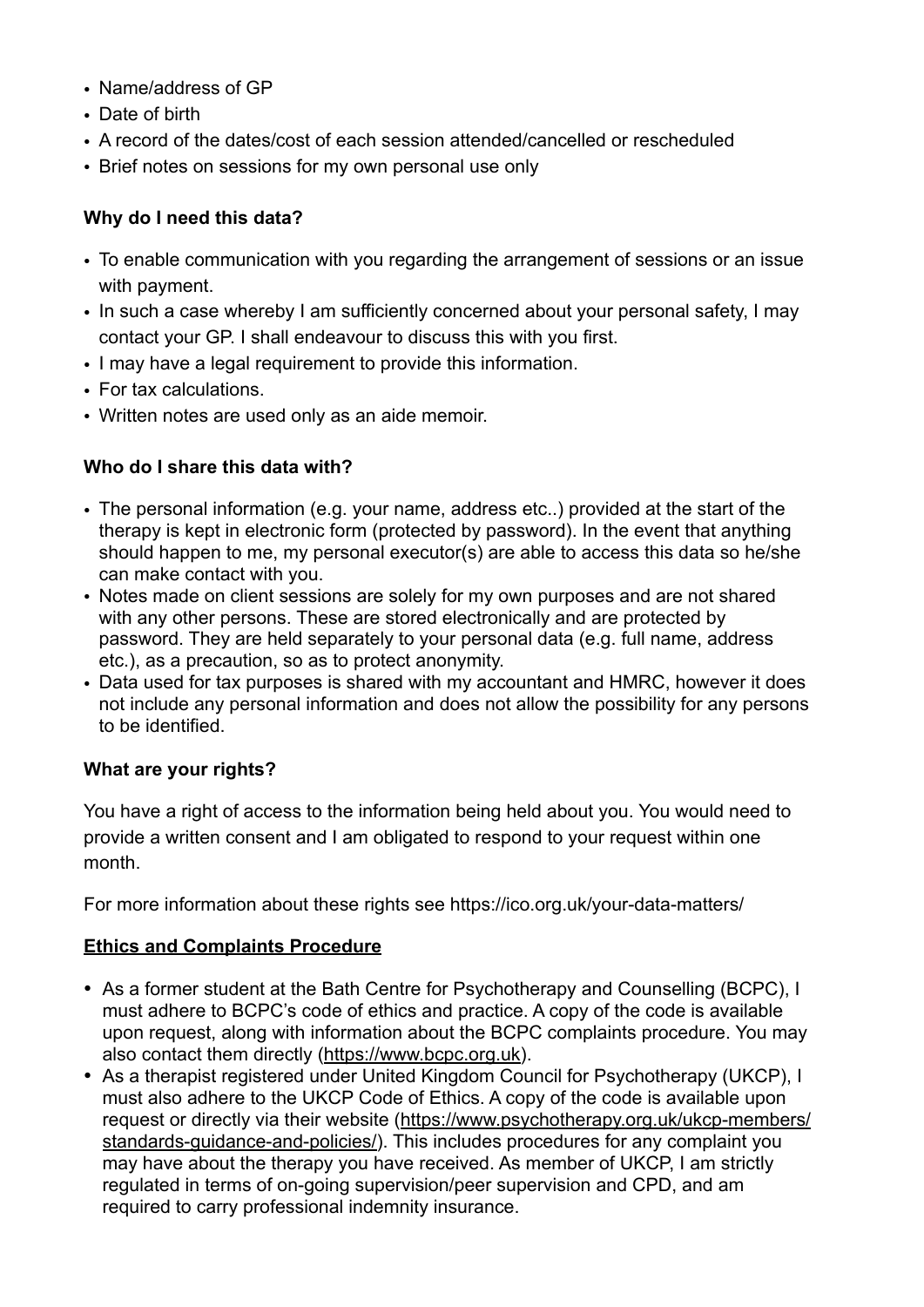- Name/address of GP
- Date of birth
- A record of the dates/cost of each session attended/cancelled or rescheduled
- Brief notes on sessions for my own personal use only

**Why do I need this data?**

- To enable communication with you regarding the arrangement of sessions or an issue with payment.
- In such a case whereby I am sufficiently concerned about your personal safety, I may contact your GP. I shall endeavour to discuss this with you first.
- I may have a legal requirement to provide this information.
- For tax calculations.
- Written notes are used only as an aide memoir.

**Who do I share this data with?**

- The personal information (e.g. your name, address etc..) provided at the start of the therapy is kept in electronic form (protected by password). In the event that anything should happen to me, my personal executor(s) are able to access this data so he/she can make contact with you.
- Notes made on client sessions are solely for my own purposes and are not shared with any other persons. These are stored electronically and are protected by password. They are held separately to your personal data (e.g. full name, address etc.), as a precaution, so as to protect anonymity.
- Data used for tax purposes is shared with my accountant and HMRC, however it does not include any personal information and does not allow the possibility for any persons to be identified.

**What are your rights?**

You have a right of access to the information being held about you. You would need to provide a written consent and I am obligated to respond to your request within one month.

For more information about these rights see https://ico.org.uk/your-data-matters/

**Ethics and Complaints Procedure**

- As a former student at the Bath Centre for Psychotherapy and Counselling (BCPC), I must adhere to BCPC's code of ethics and practice. A copy of the code is available upon request, along with information about the BCPC complaints procedure. You may also contact them directly (https://www.bcpc.org.uk).
- As a therapist registered under United Kingdom Council for Psychotherapy (UKCP), I must also adhere to the UKCP Code of Ethics. A copy of the code is available upon request or directly via their website (https://www.psychotherapy.org.uk/ukcp-members/standards-guidance-and-policies/). This includes procedures for any complaint you may have about the therapy you have received. As member of UKCP, I am strictly regulated in terms of on-going supervision/peer supervision and CPD, and am required to carry professional indemnity insurance.